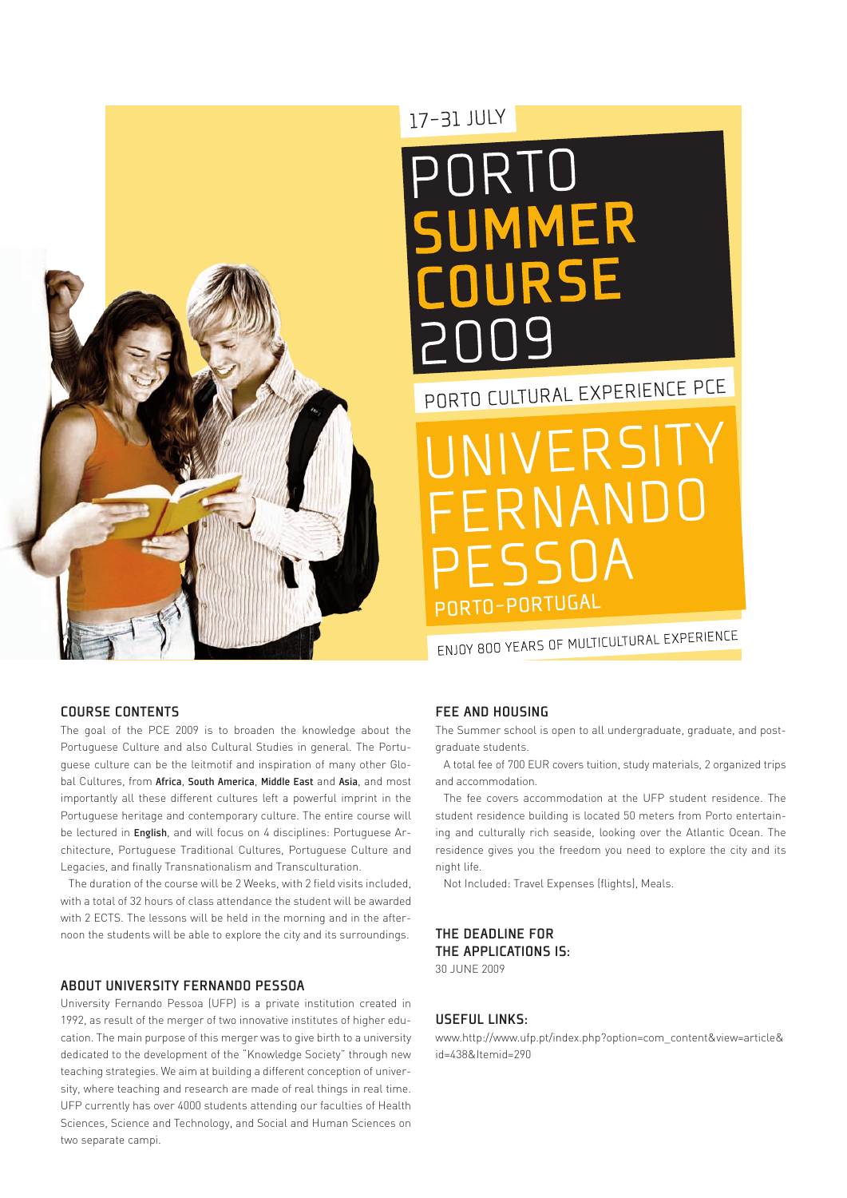17-31 JULY

# PORTO SUMMER COURSE 2009

PORTO CULTURAL EXPERIENCE PCE

# UNIVERSITY FERNANDO PESSOA

PORTO-PORTUGAL

ENJOY 800 YEARS OF MULTICULTURAL EXPERIENCE

## COURSE CONTENTS

The goal of the PCE 2009 is to broaden the knowledge about the Portuguese Culture and also Cultural Studies in general. The Portuguese culture can be the leitmotif and inspiration of many other Global Cultures, from **Africa**, **South America**, **Middle East** and **Asia**, and most importantly all these different cultures left a powerful imprint in the Portuguese heritage and contemporary culture. The entire course will be lectured in **English**, and will focus on 4 disciplines: Portuguese Architecture, Portuguese Traditional Cultures, Portuguese Culture and Legacies, and finally Transnationalism and Transculturation.

The duration of the course will be 2 Weeks, with 2 field visits included, with a total of 32 hours of class attendance the student will be awarded with 2 ECTS. The lessons will be held in the morning and in the afternoon the students will be able to explore the city and its surroundings.

## ABOUT UNIVERSITY FERNANDO PESSOA

University Fernando Pessoa (UFP) is a private institution created in 1992, as result of the merger of two innovative institutes of higher education. The main purpose of this merger was to give birth to a university dedicated to the development of the "Knowledge Society" through new teaching strategies. We aim at building a different conception of university, where teaching and research are made of real things in real time. UFP currently has over 4000 students attending our faculties of Health Sciences, Science and Technology, and Social and Human Sciences on two separate campi.

## FEE AND HOUSING

The Summer school is open to all undergraduate, graduate, and postgraduate students.

A total fee of 700 EUR covers tuition, study materials, 2 organized trips and accommodation.

The fee covers accommodation at the UFP student residence. The student residence building is located 50 meters from Porto entertaining and culturally rich seaside, looking over the Atlantic Ocean. The residence gives you the freedom you need to explore the city and its night life.

Not Included: Travel Expenses (flights), Meals.

## THE DEADLINE FOR THE APPLICATIONS IS:

30 JUNE 2009

## USEFUL LINKS:

www.http://www.ufp.pt/index.php?option=com_content&view=article&id=438&Itemid=290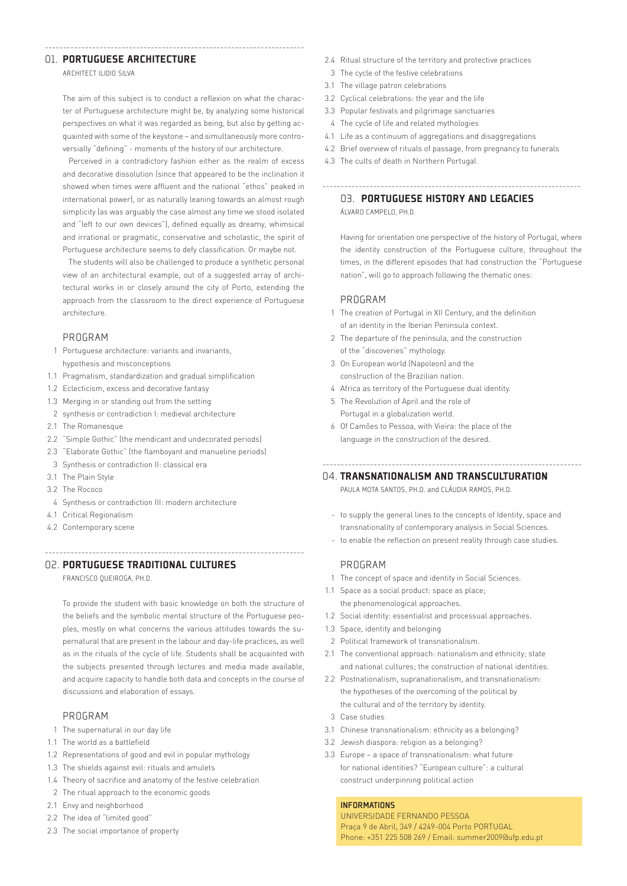## 01. **PORTUGUESE ARCHITECTURE**

ARCHITECT ILIDIO SILVA

The aim of this subject is to conduct a reflexion on what the character of Portuguese architecture might be, by analyzing some historical perspectives on what it was regarded as being, but also by getting acquainted with some of the keystone – and simultaneously more controversially "defining" - moments of the history of our architecture.

Perceived in a contradictory fashion either as the realm of excess and decorative dissolution (since that appeared to be the inclination it showed when times were affluent and the national "ethos" peaked in international power), or as naturally leaning towards an almost rough simplicity (as was arguably the case almost any time we stood isolated and "left to our own devices"), defined equally as dreamy, whimsical and irrational or pragmatic, conservative and scholastic, the spirit of Portuguese architecture seems to defy classification. Or maybe not.

The students will also be challenged to produce a synthetic personal view of an architectural example, out of a suggested array of architectural works in or closely around the city of Porto, extending the approach from the classroom to the direct experience of Portuguese architecture.

### PROGRAM

- 1 Portuguese architecture: variants and invariants, hypothesis and misconceptions
- 1.1 Pragmatism, standardization and gradual simplification
- 1.2 Eclecticism, excess and decorative fantasy
- 1.3 Merging in or standing out from the setting
- 2 synthesis or contradiction I: medieval architecture
- 2.1 The Romanesque
- 2.2 "Simple Gothic" (the mendicant and undecorated periods)
- 2.3 "Elaborate Gothic" (the flamboyant and manueline periods)
- 3 Synthesis or contradiction II: classical era
- 3.1 The Plain Style
- 3.2 The Rococo
- 4 Synthesis or contradiction III: modern architecture
- 4.1 Critical Regionalism
- 4.2 Contemporary scene

## 02. **PORTUGUESE TRADITIONAL CULTURES**

FRANCISCO QUEIROGA, PH.D.

To provide the student with basic knowledge on both the structure of the beliefs and the symbolic mental structure of the Portuguese peoples, mostly on what concerns the various attitudes towards the supernatural that are present in the labour and day-life practices, as well as in the rituals of the cycle of life. Students shall be acquainted with the subjects presented through lectures and media made available, and acquire capacity to handle both data and concepts in the course of discussions and elaboration of essays.

### PROGRAM

- 1 The supernatural in our day life
- 1.1 The world as a battlefield
- 1.2 Representations of good and evil in popular mythology
- 1.3 The shields against evil: rituals and amulets
- 1.4 Theory of sacrifice and anatomy of the festive celebration
- 2 The ritual approach to the economic goods
- 2.1 Envy and neighborhood
- 2.2 The idea of "limited good"
- 2.3 The social importance of property
- 2.4 Ritual structure of the territory and protective practices
- 3 The cycle of the festive celebrations
- 3.1 The village patron celebrations
- 3.2 Cyclical celebrations: the year and the life
- 3.3 Popular festivals and pilgrimage sanctuaries
- 4 The cycle of life and related mythologies
- 4.1 Life as a continuum of aggregations and disaggregations
- 4.2 Brief overview of rituals of passage, from pregnancy to funerals
- 4.3 The cults of death in Northern Portugal

## 03. **PORTUGUESE HISTORY AND LEGACIES**

ÁLVARO CAMPELO, PH.D.

Having for orientation one perspective of the history of Portugal, where the identity construction of the Portuguese culture, throughout the times, in the different episodes that had construction the "Portuguese nation", will go to approach following the thematic ones:

### PROGRAM

- 1 The creation of Portugal in XII Century, and the definition of an identity in the Iberian Peninsula context.
- 2 The departure of the peninsula, and the construction of the "discoveries" mythology.
- 3 On European world (Napoleon) and the construction of the Brazilian nation.
- 4 Africa as territory of the Portuguese dual identity.
- 5 The Revolution of April and the role of Portugal in a globalization world.
- 6 Of Camões to Pessoa, with Vieira: the place of the language in the construction of the desired.

## 04. **TRANSNATIONALISM AND TRANSCULTURATION**

PAULA MOTA SANTOS, PH.D. and CLÁUDIA RAMOS, PH.D.

- to supply the general lines to the concepts of Identity, space and transnationality of contemporary analysis in Social Sciences.
- to enable the reflection on present reality through case studies.

### PROGRAM

- 1 The concept of space and identity in Social Sciences.
- 1.1 Space as a social product: space as place; the phenomenological approaches.
- 1.2 Social identity: essentialist and processual approaches.
- 1.3 Space, identity and belonging
- 2 Political framework of transnationalism.
- 2.1 The conventional approach: nationalism and ethnicity; state and national cultures; the construction of national identities.
- 2.2 Postnationalism, supranationalism, and transnationalism: the hypotheses of the overcoming of the political by the cultural and of the territory by identity.
- 3 Case studies
- 3.1 Chinese transnationalism: ethnicity as a belonging?
- 3.2 Jewish diaspora: religion as a belonging?
- 3.3 Europe – a space of transnationalism: what future for national identities? "European culture": a cultural construct underpinning political action

**INFORMATIONS**

UNIVERSIDADE FERNANDO PESSOA
Praça 9 de Abril, 349 / 4249-004 Porto PORTUGAL
Phone: +351 225 508 269 / Email: summer2009@ufp.edu.pt